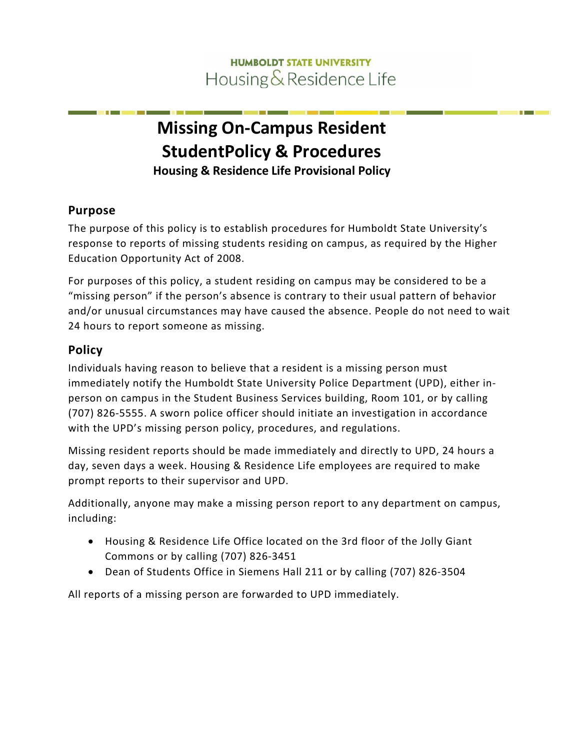HUMBOLDT STATE UNIVERSITY
Housing & Residence Life

# Missing On-Campus Resident StudentPolicy & Procedures

**Housing & Residence Life Provisional Policy**

## Purpose

The purpose of this policy is to establish procedures for Humboldt State University's response to reports of missing students residing on campus, as required by the Higher Education Opportunity Act of 2008.

For purposes of this policy, a student residing on campus may be considered to be a "missing person" if the person's absence is contrary to their usual pattern of behavior and/or unusual circumstances may have caused the absence. People do not need to wait 24 hours to report someone as missing.

## Policy

Individuals having reason to believe that a resident is a missing person must immediately notify the Humboldt State University Police Department (UPD), either in-person on campus in the Student Business Services building, Room 101, or by calling (707) 826-5555. A sworn police officer should initiate an investigation in accordance with the UPD's missing person policy, procedures, and regulations.

Missing resident reports should be made immediately and directly to UPD, 24 hours a day, seven days a week. Housing & Residence Life employees are required to make prompt reports to their supervisor and UPD.

Additionally, anyone may make a missing person report to any department on campus, including:

- Housing & Residence Life Office located on the 3rd floor of the Jolly Giant Commons or by calling (707) 826-3451
- Dean of Students Office in Siemens Hall 211 or by calling (707) 826-3504

All reports of a missing person are forwarded to UPD immediately.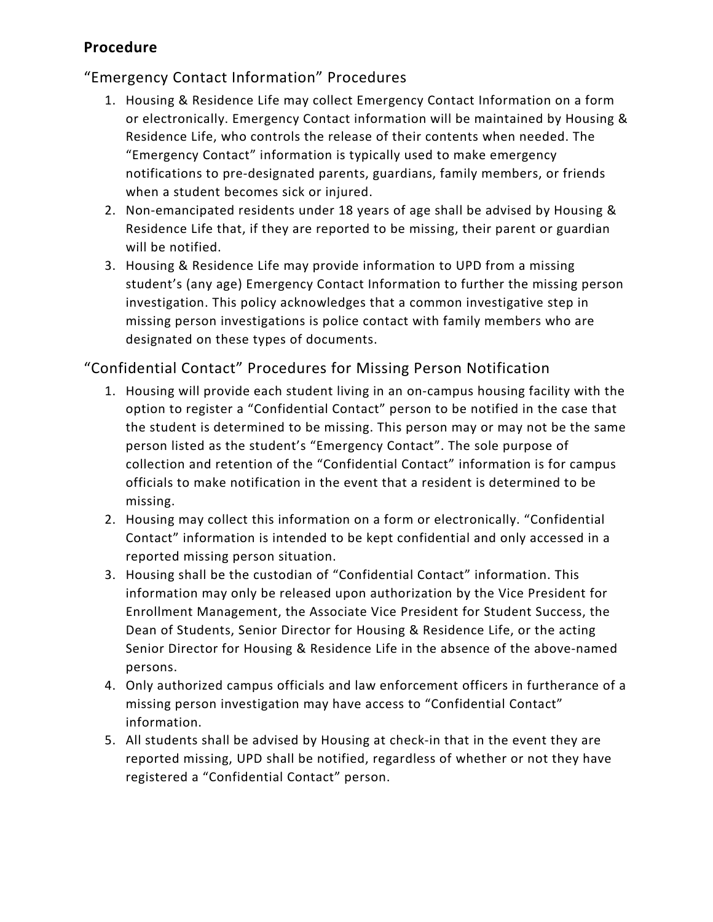## Procedure

### "Emergency Contact Information" Procedures

1. Housing & Residence Life may collect Emergency Contact Information on a form or electronically. Emergency Contact information will be maintained by Housing & Residence Life, who controls the release of their contents when needed. The "Emergency Contact" information is typically used to make emergency notifications to pre-designated parents, guardians, family members, or friends when a student becomes sick or injured.
2. Non-emancipated residents under 18 years of age shall be advised by Housing & Residence Life that, if they are reported to be missing, their parent or guardian will be notified.
3. Housing & Residence Life may provide information to UPD from a missing student's (any age) Emergency Contact Information to further the missing person investigation. This policy acknowledges that a common investigative step in missing person investigations is police contact with family members who are designated on these types of documents.

### "Confidential Contact" Procedures for Missing Person Notification

1. Housing will provide each student living in an on-campus housing facility with the option to register a "Confidential Contact" person to be notified in the case that the student is determined to be missing. This person may or may not be the same person listed as the student's "Emergency Contact". The sole purpose of collection and retention of the "Confidential Contact" information is for campus officials to make notification in the event that a resident is determined to be missing.
2. Housing may collect this information on a form or electronically. "Confidential Contact" information is intended to be kept confidential and only accessed in a reported missing person situation.
3. Housing shall be the custodian of "Confidential Contact" information. This information may only be released upon authorization by the Vice President for Enrollment Management, the Associate Vice President for Student Success, the Dean of Students, Senior Director for Housing & Residence Life, or the acting Senior Director for Housing & Residence Life in the absence of the above-named persons.
4. Only authorized campus officials and law enforcement officers in furtherance of a missing person investigation may have access to "Confidential Contact" information.
5. All students shall be advised by Housing at check-in that in the event they are reported missing, UPD shall be notified, regardless of whether or not they have registered a "Confidential Contact" person.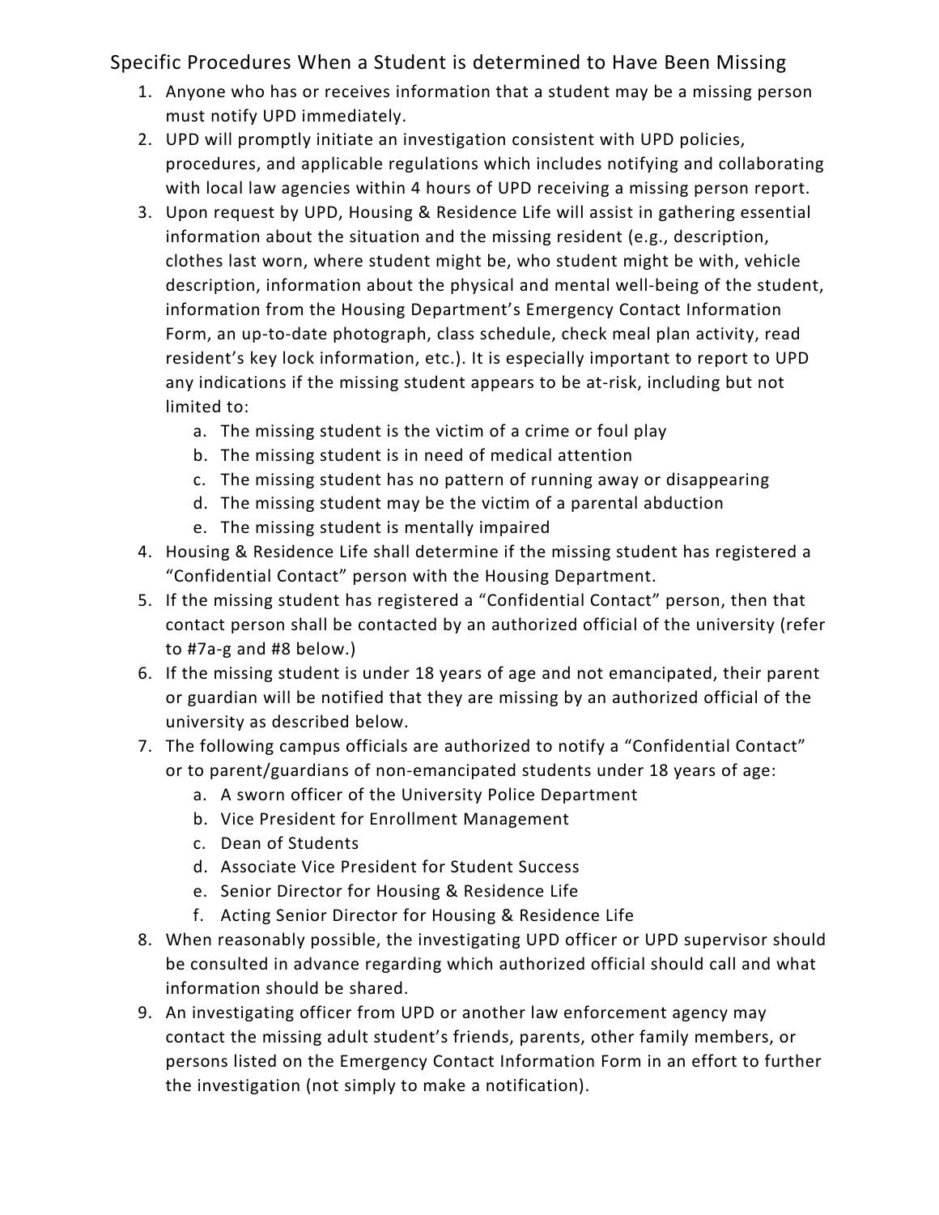## Specific Procedures When a Student is determined to Have Been Missing

1. Anyone who has or receives information that a student may be a missing person must notify UPD immediately.
2. UPD will promptly initiate an investigation consistent with UPD policies, procedures, and applicable regulations which includes notifying and collaborating with local law agencies within 4 hours of UPD receiving a missing person report.
3. Upon request by UPD, Housing & Residence Life will assist in gathering essential information about the situation and the missing resident (e.g., description, clothes last worn, where student might be, who student might be with, vehicle description, information about the physical and mental well-being of the student, information from the Housing Department's Emergency Contact Information Form, an up-to-date photograph, class schedule, check meal plan activity, read resident's key lock information, etc.). It is especially important to report to UPD any indications if the missing student appears to be at-risk, including but not limited to:
    a. The missing student is the victim of a crime or foul play
    b. The missing student is in need of medical attention
    c. The missing student has no pattern of running away or disappearing
    d. The missing student may be the victim of a parental abduction
    e. The missing student is mentally impaired
4. Housing & Residence Life shall determine if the missing student has registered a "Confidential Contact" person with the Housing Department.
5. If the missing student has registered a "Confidential Contact" person, then that contact person shall be contacted by an authorized official of the university (refer to #7a-g and #8 below.)
6. If the missing student is under 18 years of age and not emancipated, their parent or guardian will be notified that they are missing by an authorized official of the university as described below.
7. The following campus officials are authorized to notify a "Confidential Contact" or to parent/guardians of non-emancipated students under 18 years of age:
    a. A sworn officer of the University Police Department
    b. Vice President for Enrollment Management
    c. Dean of Students
    d. Associate Vice President for Student Success
    e. Senior Director for Housing & Residence Life
    f. Acting Senior Director for Housing & Residence Life
8. When reasonably possible, the investigating UPD officer or UPD supervisor should be consulted in advance regarding which authorized official should call and what information should be shared.
9. An investigating officer from UPD or another law enforcement agency may contact the missing adult student's friends, parents, other family members, or persons listed on the Emergency Contact Information Form in an effort to further the investigation (not simply to make a notification).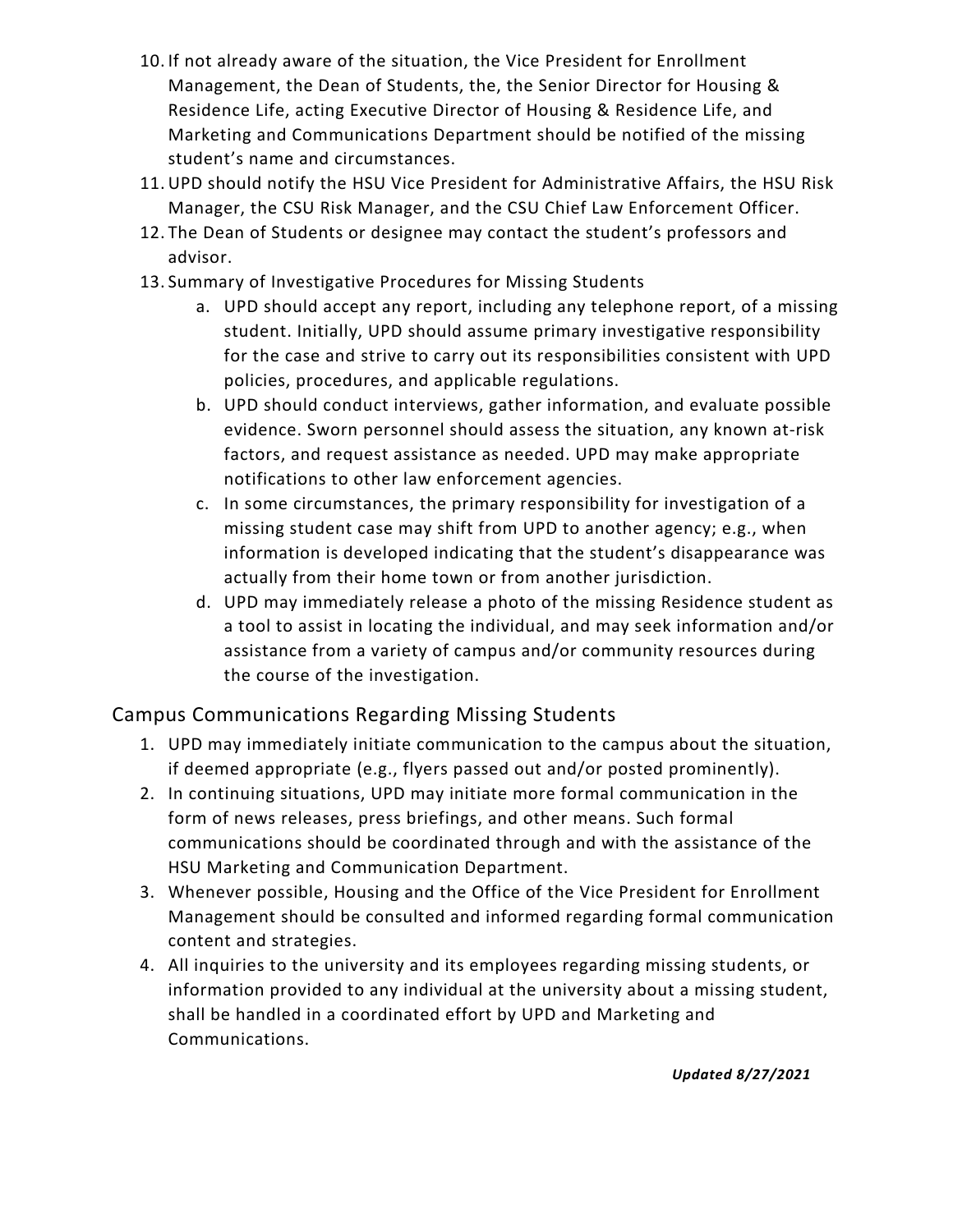10. If not already aware of the situation, the Vice President for Enrollment Management, the Dean of Students, the, the Senior Director for Housing & Residence Life, acting Executive Director of Housing & Residence Life, and Marketing and Communications Department should be notified of the missing student's name and circumstances.
11. UPD should notify the HSU Vice President for Administrative Affairs, the HSU Risk Manager, the CSU Risk Manager, and the CSU Chief Law Enforcement Officer.
12. The Dean of Students or designee may contact the student's professors and advisor.
13. Summary of Investigative Procedures for Missing Students
    a. UPD should accept any report, including any telephone report, of a missing student. Initially, UPD should assume primary investigative responsibility for the case and strive to carry out its responsibilities consistent with UPD policies, procedures, and applicable regulations.
    b. UPD should conduct interviews, gather information, and evaluate possible evidence. Sworn personnel should assess the situation, any known at-risk factors, and request assistance as needed. UPD may make appropriate notifications to other law enforcement agencies.
    c. In some circumstances, the primary responsibility for investigation of a missing student case may shift from UPD to another agency; e.g., when information is developed indicating that the student's disappearance was actually from their home town or from another jurisdiction.
    d. UPD may immediately release a photo of the missing Residence student as a tool to assist in locating the individual, and may seek information and/or assistance from a variety of campus and/or community resources during the course of the investigation.

## Campus Communications Regarding Missing Students

1. UPD may immediately initiate communication to the campus about the situation, if deemed appropriate (e.g., flyers passed out and/or posted prominently).
2. In continuing situations, UPD may initiate more formal communication in the form of news releases, press briefings, and other means. Such formal communications should be coordinated through and with the assistance of the HSU Marketing and Communication Department.
3. Whenever possible, Housing and the Office of the Vice President for Enrollment Management should be consulted and informed regarding formal communication content and strategies.
4. All inquiries to the university and its employees regarding missing students, or information provided to any individual at the university about a missing student, shall be handled in a coordinated effort by UPD and Marketing and Communications.

***Updated 8/27/2021***